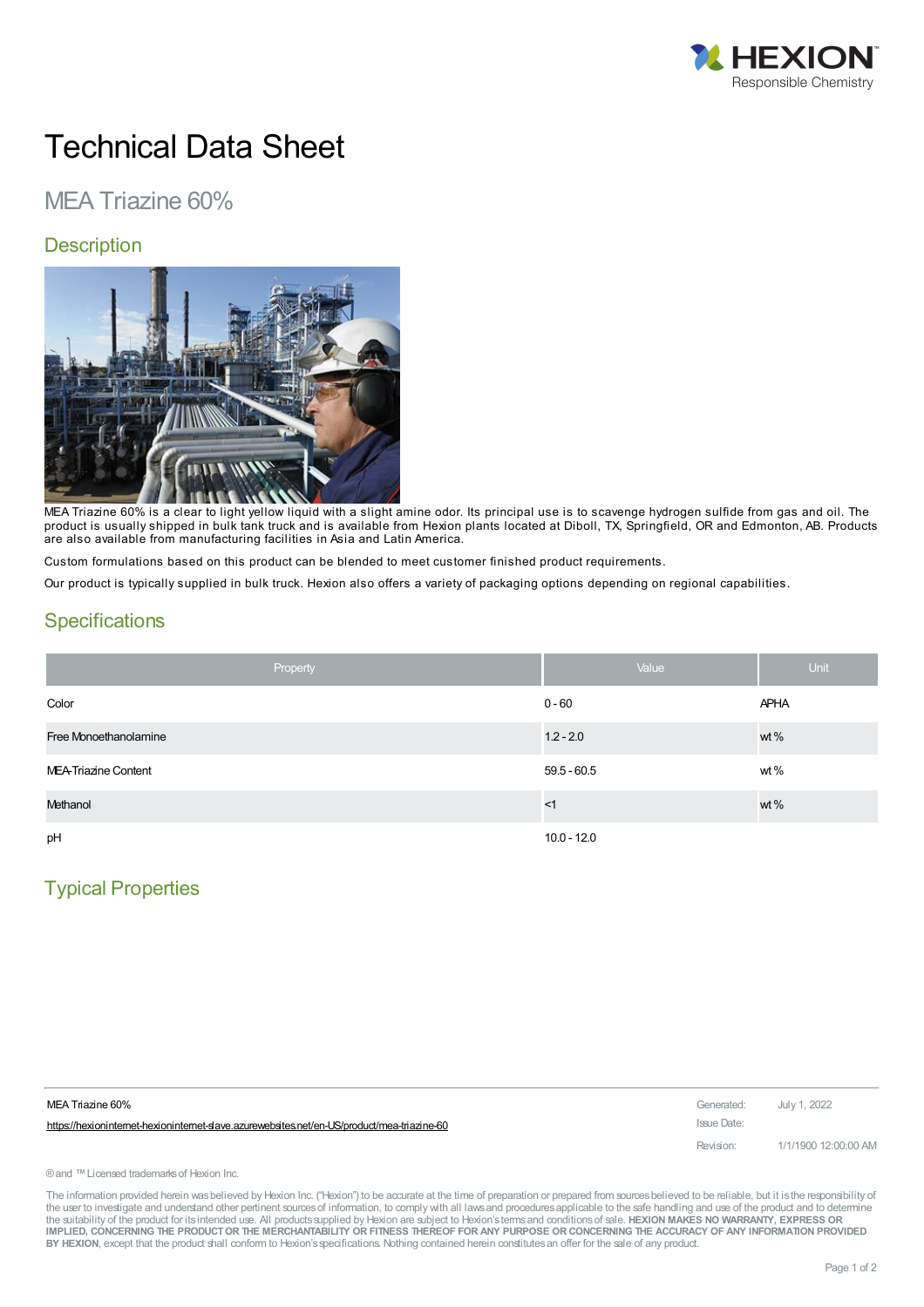# Technical Data Sheet

## MEA Triazine 60%

### Description

MEA Triazine 60% is a clear to light yellow liquid with a slight amine odor. Its principal use is to scavenge hydrogen sulfide from gas and oil. The product is usually shipped in bulk tank truck and is available from Hexion plants located at Diboll, TX, Springfield, OR and Edmonton, AB. Products are also available from manufacturing facilities in Asia and Latin America.

Custom formulations based on this product can be blended to meet customer finished product requirements.

Our product is typically supplied in bulk truck. Hexion also offers a variety of packaging options depending on regional capabilities.

### Specifications

| Property | Value | Unit |
|---|---|---|
| Color | 0 - 60 | APHA |
| Free Monoethanolamine | 1.2 - 2.0 | wt % |
| MEA-Triazine Content | 59.5 - 60.5 | wt % |
| Methanol | <1 | wt % |
| pH | 10.0 - 12.0 | |

### Typical Properties

MEA Triazine 60%
https://hexioninternet-hexioninternet-slave.azurewebsites.net/en-US/product/mea-triazine-60

Generated: July 1, 2022
Issue Date:
Revision: 1/1/1900 12:00:00 AM

® and ™ Licensed trademarks of Hexion Inc.

The information provided herein was believed by Hexion Inc. ("Hexion") to be accurate at the time of preparation or prepared from sources believed to be reliable, but it is the responsibility of the user to investigate and understand other pertinent sources of information, to comply with all laws and procedures applicable to the safe handling and use of the product and to determine the suitability of the product for its intended use. All products supplied by Hexion are subject to Hexion's terms and conditions of sale. **HEXION MAKES NO WARRANTY, EXPRESS OR IMPLIED, CONCERNING THE PRODUCT OR THE MERCHANTABILITY OR FITNESS THEREOF FOR ANY PURPOSE OR CONCERNING THE ACCURACY OF ANY INFORMATION PROVIDED BY HEXION**, except that the product shall conform to Hexion's specifications. Nothing contained herein constitutes an offer for the sale of any product.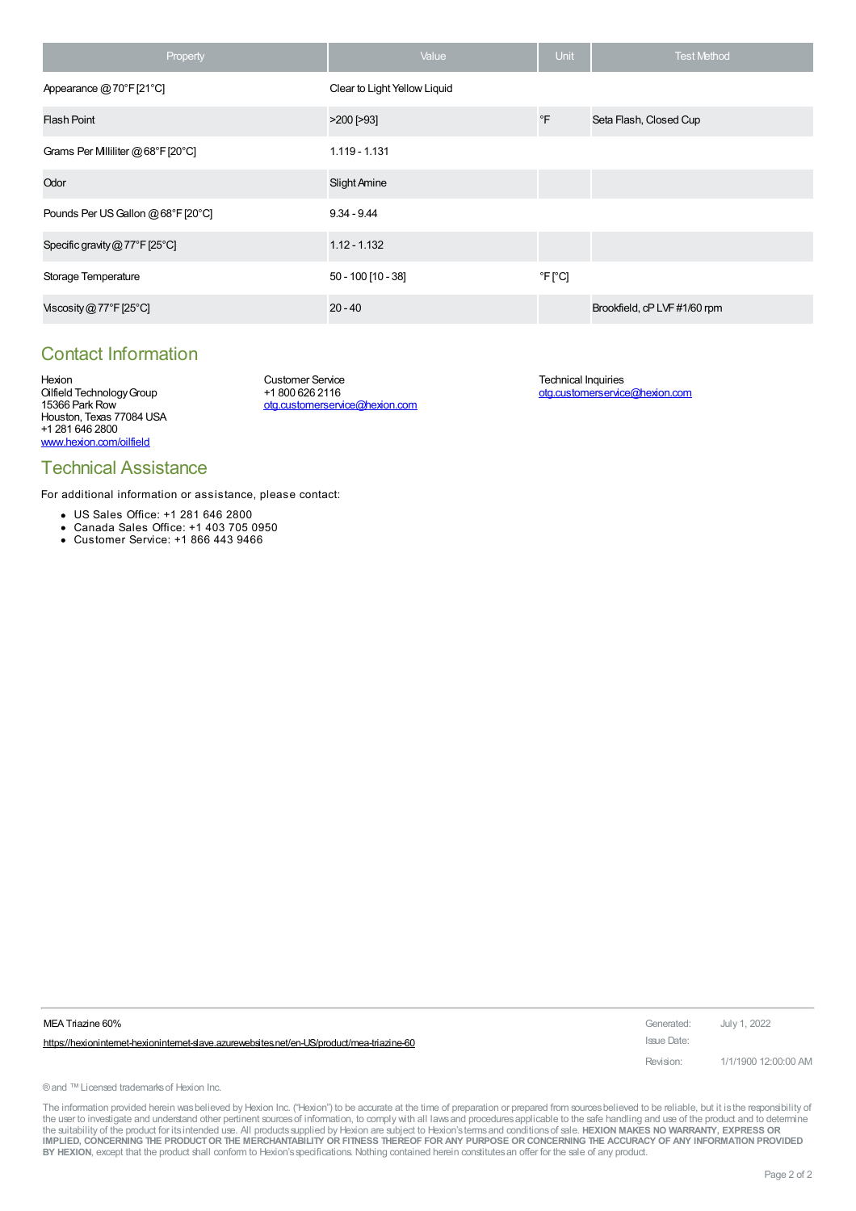| Property | Value | Unit | Test Method |
|---|---|---|---|
| Appearance @ 70°F [21°C] | Clear to Light Yellow Liquid | | |
| Flash Point | >200 [>93] | °F | Seta Flash, Closed Cup |
| Grams Per Milliliter @ 68°F [20°C] | 1.119 - 1.131 | | |
| Odor | Slight Amine | | |
| Pounds Per US Gallon @ 68°F [20°C] | 9.34 - 9.44 | | |
| Specific gravity @ 77°F [25°C] | 1.12 - 1.132 | | |
| Storage Temperature | 50 - 100 [10 - 38] | °F [°C] | |
| Viscosity @ 77°F [25°C] | 20 - 40 | | Brookfield, cP LVF #1/60 rpm |

## Contact Information

Hexion
Oilfield Technology Group
15366 Park Row
Houston, Texas 77084 USA
+1 281 646 2800
www.hexion.com/oilfield

Customer Service
+1 800 626 2116
otg.customerservice@hexion.com

Technical Inquiries
otg.customerservice@hexion.com

## Technical Assistance

For additional information or assistance, please contact:

- US Sales Office: +1 281 646 2800
- Canada Sales Office: +1 403 705 0950
- Customer Service: +1 866 443 9466

MEA Triazine 60%

https://hexioninternet-hexioninternet-slave.azurewebsites.net/en-US/product/mea-triazine-60

| | |
|---|---|
| Generated: | July 1, 2022 |
| Issue Date: | |
| Revision: | 1/1/1900 12:00:00 AM |

® and ™ Licensed trademarks of Hexion Inc.

The information provided herein was believed by Hexion Inc. ("Hexion") to be accurate at the time of preparation or prepared from sources believed to be reliable, but it is the responsibility of the user to investigate and understand other pertinent sources of information, to comply with all laws and procedures applicable to the safe handling and use of the product and to determine the suitability of the product for its intended use. All products supplied by Hexion are subject to Hexion's terms and conditions of sale. **HEXION MAKES NO WARRANTY, EXPRESS OR IMPLIED, CONCERNING THE PRODUCT OR THE MERCHANTABILITY OR FITNESS THEREOF FOR ANY PURPOSE OR CONCERNING THE ACCURACY OF ANY INFORMATION PROVIDED BY HEXION**, except that the product shall conform to Hexion's specifications. Nothing contained herein constitutes an offer for the sale of any product.